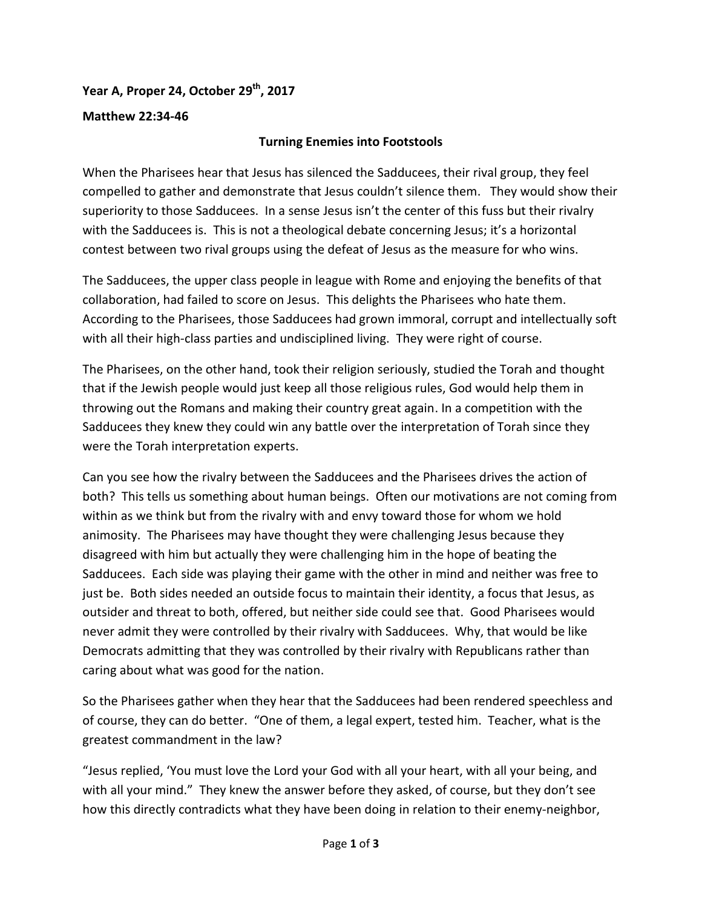**Year A, Proper 24, October 29th, 2017**

**Matthew 22:34-46**

**Turning Enemies into Footstools**

When the Pharisees hear that Jesus has silenced the Sadducees, their rival group, they feel compelled to gather and demonstrate that Jesus couldn't silence them. They would show their superiority to those Sadducees. In a sense Jesus isn't the center of this fuss but their rivalry with the Sadducees is. This is not a theological debate concerning Jesus; it's a horizontal contest between two rival groups using the defeat of Jesus as the measure for who wins.

The Sadducees, the upper class people in league with Rome and enjoying the benefits of that collaboration, had failed to score on Jesus. This delights the Pharisees who hate them. According to the Pharisees, those Sadducees had grown immoral, corrupt and intellectually soft with all their high-class parties and undisciplined living. They were right of course.

The Pharisees, on the other hand, took their religion seriously, studied the Torah and thought that if the Jewish people would just keep all those religious rules, God would help them in throwing out the Romans and making their country great again. In a competition with the Sadducees they knew they could win any battle over the interpretation of Torah since they were the Torah interpretation experts.

Can you see how the rivalry between the Sadducees and the Pharisees drives the action of both? This tells us something about human beings. Often our motivations are not coming from within as we think but from the rivalry with and envy toward those for whom we hold animosity. The Pharisees may have thought they were challenging Jesus because they disagreed with him but actually they were challenging him in the hope of beating the Sadducees. Each side was playing their game with the other in mind and neither was free to just be. Both sides needed an outside focus to maintain their identity, a focus that Jesus, as outsider and threat to both, offered, but neither side could see that. Good Pharisees would never admit they were controlled by their rivalry with Sadducees. Why, that would be like Democrats admitting that they was controlled by their rivalry with Republicans rather than caring about what was good for the nation.

So the Pharisees gather when they hear that the Sadducees had been rendered speechless and of course, they can do better. "One of them, a legal expert, tested him. Teacher, what is the greatest commandment in the law?

"Jesus replied, 'You must love the Lord your God with all your heart, with all your being, and with all your mind." They knew the answer before they asked, of course, but they don't see how this directly contradicts what they have been doing in relation to their enemy-neighbor,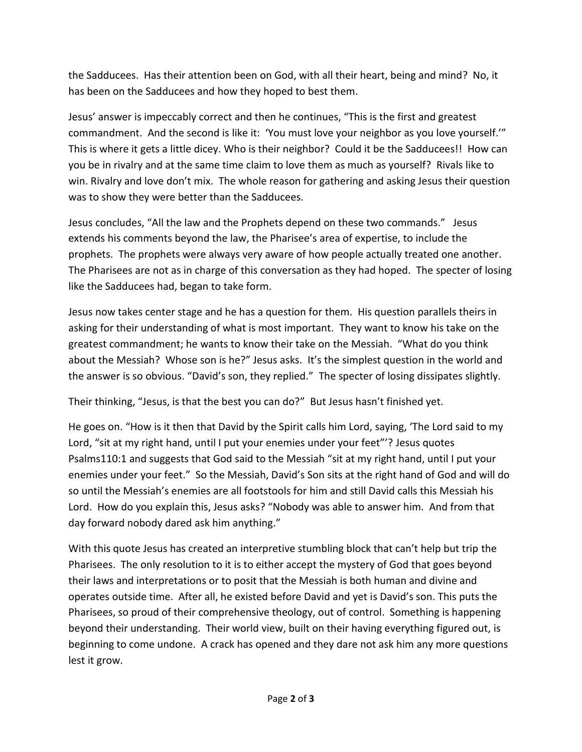the Sadducees. Has their attention been on God, with all their heart, being and mind? No, it has been on the Sadducees and how they hoped to best them.

Jesus' answer is impeccably correct and then he continues, "This is the first and greatest commandment. And the second is like it: 'You must love your neighbor as you love yourself.'" This is where it gets a little dicey. Who is their neighbor? Could it be the Sadducees!! How can you be in rivalry and at the same time claim to love them as much as yourself? Rivals like to win. Rivalry and love don't mix. The whole reason for gathering and asking Jesus their question was to show they were better than the Sadducees.

Jesus concludes, "All the law and the Prophets depend on these two commands." Jesus extends his comments beyond the law, the Pharisee's area of expertise, to include the prophets. The prophets were always very aware of how people actually treated one another. The Pharisees are not as in charge of this conversation as they had hoped. The specter of losing like the Sadducees had, began to take form.

Jesus now takes center stage and he has a question for them. His question parallels theirs in asking for their understanding of what is most important. They want to know his take on the greatest commandment; he wants to know their take on the Messiah. "What do you think about the Messiah? Whose son is he?" Jesus asks. It's the simplest question in the world and the answer is so obvious. "David's son, they replied." The specter of losing dissipates slightly.

Their thinking, "Jesus, is that the best you can do?" But Jesus hasn't finished yet.

He goes on. "How is it then that David by the Spirit calls him Lord, saying, 'The Lord said to my Lord, "sit at my right hand, until I put your enemies under your feet"'? Jesus quotes Psalms110:1 and suggests that God said to the Messiah "sit at my right hand, until I put your enemies under your feet." So the Messiah, David's Son sits at the right hand of God and will do so until the Messiah's enemies are all footstools for him and still David calls this Messiah his Lord. How do you explain this, Jesus asks? "Nobody was able to answer him. And from that day forward nobody dared ask him anything."

With this quote Jesus has created an interpretive stumbling block that can't help but trip the Pharisees. The only resolution to it is to either accept the mystery of God that goes beyond their laws and interpretations or to posit that the Messiah is both human and divine and operates outside time. After all, he existed before David and yet is David's son. This puts the Pharisees, so proud of their comprehensive theology, out of control. Something is happening beyond their understanding. Their world view, built on their having everything figured out, is beginning to come undone. A crack has opened and they dare not ask him any more questions lest it grow.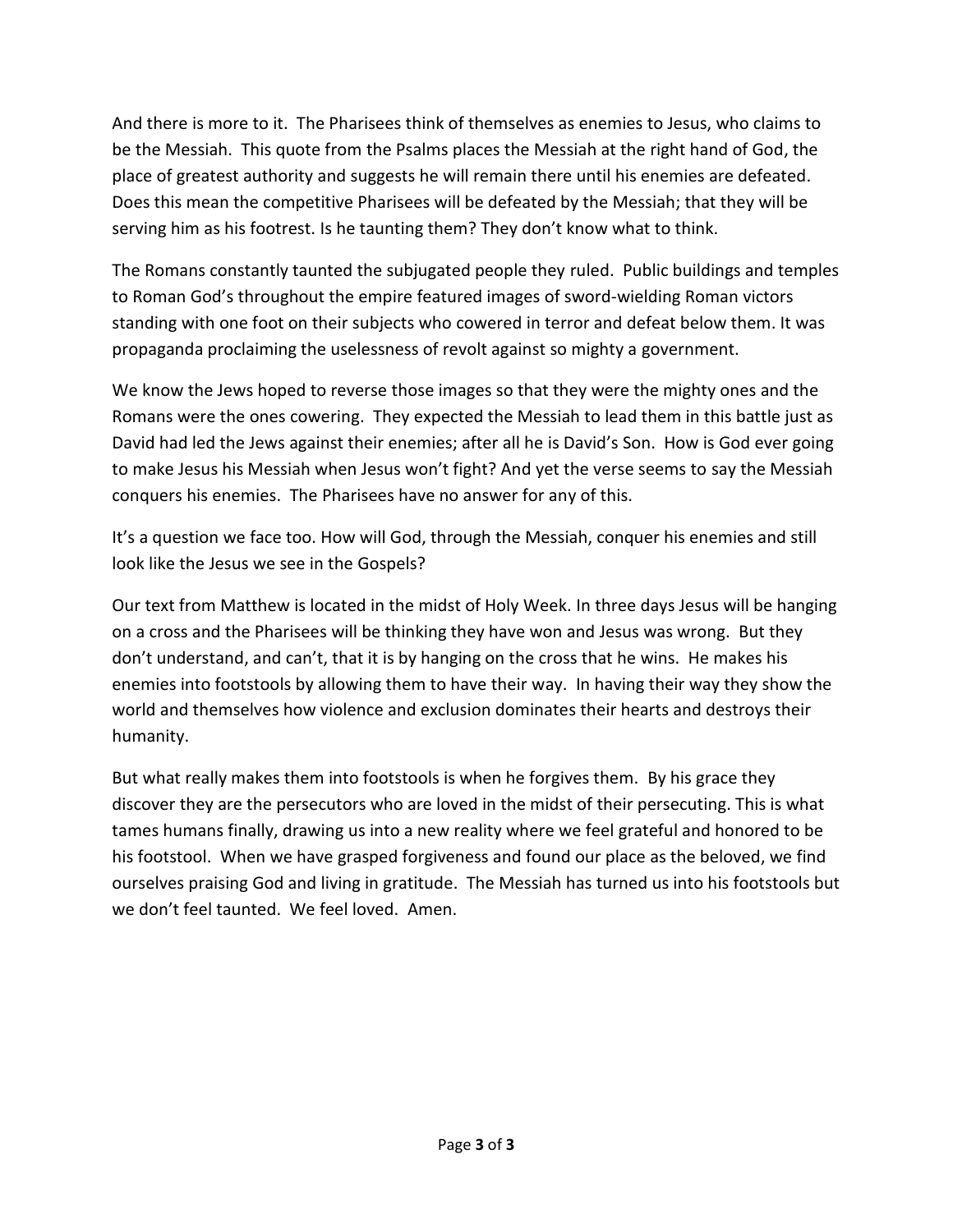And there is more to it. The Pharisees think of themselves as enemies to Jesus, who claims to be the Messiah. This quote from the Psalms places the Messiah at the right hand of God, the place of greatest authority and suggests he will remain there until his enemies are defeated. Does this mean the competitive Pharisees will be defeated by the Messiah; that they will be serving him as his footrest. Is he taunting them? They don't know what to think.

The Romans constantly taunted the subjugated people they ruled. Public buildings and temples to Roman God's throughout the empire featured images of sword-wielding Roman victors standing with one foot on their subjects who cowered in terror and defeat below them. It was propaganda proclaiming the uselessness of revolt against so mighty a government.

We know the Jews hoped to reverse those images so that they were the mighty ones and the Romans were the ones cowering. They expected the Messiah to lead them in this battle just as David had led the Jews against their enemies; after all he is David's Son. How is God ever going to make Jesus his Messiah when Jesus won't fight? And yet the verse seems to say the Messiah conquers his enemies. The Pharisees have no answer for any of this.

It's a question we face too. How will God, through the Messiah, conquer his enemies and still look like the Jesus we see in the Gospels?

Our text from Matthew is located in the midst of Holy Week. In three days Jesus will be hanging on a cross and the Pharisees will be thinking they have won and Jesus was wrong. But they don't understand, and can't, that it is by hanging on the cross that he wins. He makes his enemies into footstools by allowing them to have their way. In having their way they show the world and themselves how violence and exclusion dominates their hearts and destroys their humanity.

But what really makes them into footstools is when he forgives them. By his grace they discover they are the persecutors who are loved in the midst of their persecuting. This is what tames humans finally, drawing us into a new reality where we feel grateful and honored to be his footstool. When we have grasped forgiveness and found our place as the beloved, we find ourselves praising God and living in gratitude. The Messiah has turned us into his footstools but we don't feel taunted. We feel loved. Amen.